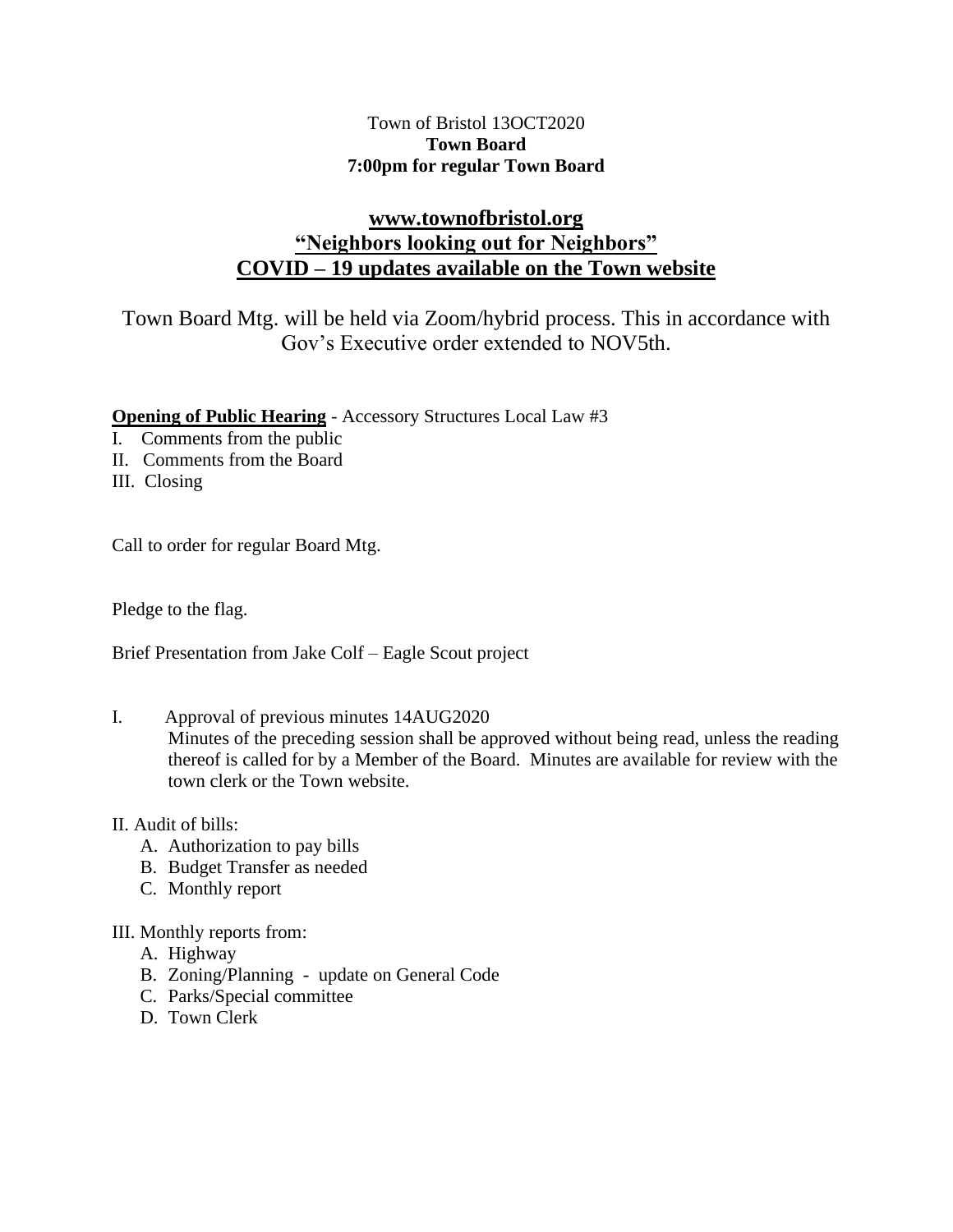Town of Bristol 13OCT2020
**Town Board**
**7:00pm for regular Town Board**

## www.townofbristol.org
## "Neighbors looking out for Neighbors"
## COVID – 19 updates available on the Town website

Town Board Mtg. will be held via Zoom/hybrid process. This in accordance with Gov's Executive order extended to NOV5th.

**Opening of Public Hearing** - Accessory Structures Local Law #3

I. Comments from the public
II. Comments from the Board
III. Closing

Call to order for regular Board Mtg.

Pledge to the flag.

Brief Presentation from Jake Colf – Eagle Scout project

I. Approval of previous minutes 14AUG2020
Minutes of the preceding session shall be approved without being read, unless the reading thereof is called for by a Member of the Board. Minutes are available for review with the town clerk or the Town website.

II. Audit of bills:
   A. Authorization to pay bills
   B. Budget Transfer as needed
   C. Monthly report

III. Monthly reports from:
   A. Highway
   B. Zoning/Planning - update on General Code
   C. Parks/Special committee
   D. Town Clerk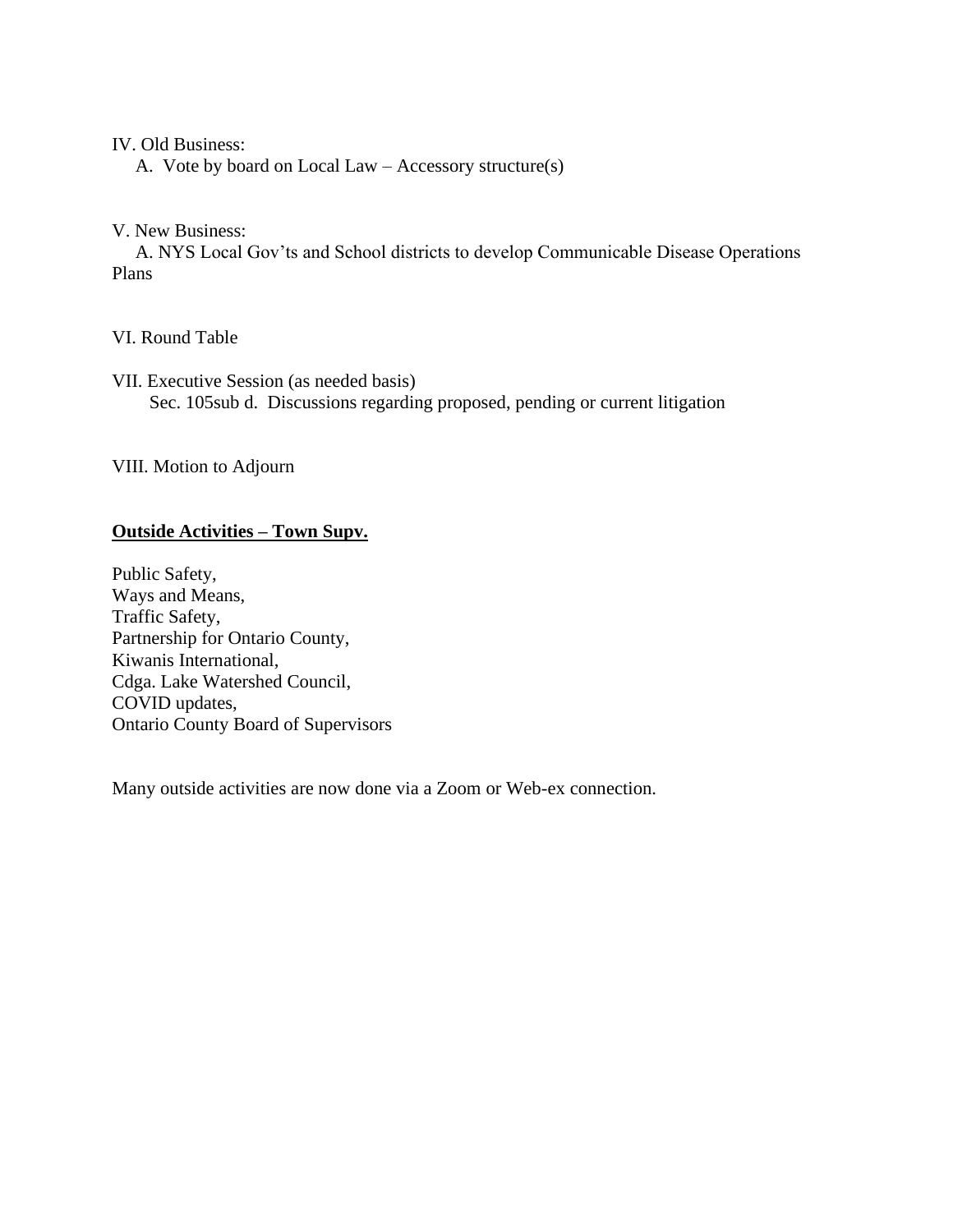IV. Old Business:

A. Vote by board on Local Law – Accessory structure(s)

V. New Business:

A. NYS Local Gov'ts and School districts to develop Communicable Disease Operations Plans

VI. Round Table

VII. Executive Session (as needed basis)

Sec. 105sub d. Discussions regarding proposed, pending or current litigation

VIII. Motion to Adjourn

**<u>Outside Activities – Town Supv.</u>**

Public Safety,
Ways and Means,
Traffic Safety,
Partnership for Ontario County,
Kiwanis International,
Cdga. Lake Watershed Council,
COVID updates,
Ontario County Board of Supervisors

Many outside activities are now done via a Zoom or Web-ex connection.